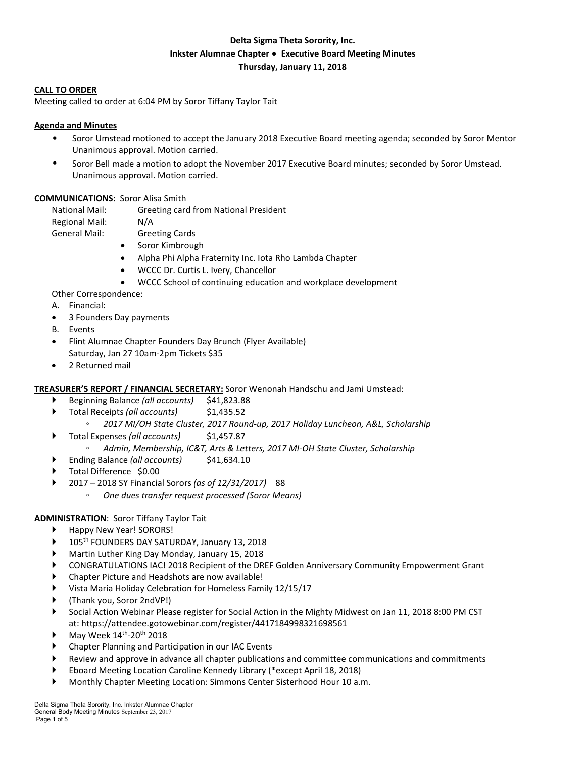**Delta Sigma Theta Sorority, Inc.**
**Inkster Alumnae Chapter • Executive Board Meeting Minutes**
**Thursday, January 11, 2018**

**CALL TO ORDER**

Meeting called to order at 6:04 PM by Soror Tiffany Taylor Tait

**Agenda and Minutes**

- Soror Umstead motioned to accept the January 2018 Executive Board meeting agenda; seconded by Soror Mentor Unanimous approval. Motion carried.
- Soror Bell made a motion to adopt the November 2017 Executive Board minutes; seconded by Soror Umstead. Unanimous approval. Motion carried.

**COMMUNICATIONS:** Soror Alisa Smith

National Mail: Greeting card from National President
Regional Mail: N/A
General Mail: Greeting Cards

- Soror Kimbrough
- Alpha Phi Alpha Fraternity Inc. Iota Rho Lambda Chapter
- WCCC Dr. Curtis L. Ivery, Chancellor
- WCCC School of continuing education and workplace development

Other Correspondence:

A. Financial:
- 3 Founders Day payments

B. Events
- Flint Alumnae Chapter Founders Day Brunch (Flyer Available) Saturday, Jan 27 10am-2pm Tickets $35
- 2 Returned mail

**TREASURER'S REPORT / FINANCIAL SECRETARY:** Soror Wenonah Handschu and Jami Umstead:

- Beginning Balance *(all accounts)* $41,823.88
- Total Receipts *(all accounts)* $1,435.52
  - *2017 MI/OH State Cluster, 2017 Round-up, 2017 Holiday Luncheon, A&L, Scholarship*
- Total Expenses *(all accounts)* $1,457.87
  - *Admin, Membership, IC&T, Arts & Letters, 2017 MI-OH State Cluster, Scholarship*
- Ending Balance *(all accounts)* $41,634.10
- Total Difference $0.00
- 2017 – 2018 SY Financial Sorors *(as of 12/31/2017)* 88
  - *One dues transfer request processed (Soror Means)*

**ADMINISTRATION**: Soror Tiffany Taylor Tait

- Happy New Year! SORORS!
- 105th FOUNDERS DAY SATURDAY, January 13, 2018
- Martin Luther King Day Monday, January 15, 2018
- CONGRATULATIONS IAC! 2018 Recipient of the DREF Golden Anniversary Community Empowerment Grant
- Chapter Picture and Headshots are now available!
- Vista Maria Holiday Celebration for Homeless Family 12/15/17
- (Thank you, Soror 2ndVP!)
- Social Action Webinar Please register for Social Action in the Mighty Midwest on Jan 11, 2018 8:00 PM CST at: https://attendee.gotowebinar.com/register/4417184998321698561
- May Week 14th-20th 2018
- Chapter Planning and Participation in our IAC Events
- Review and approve in advance all chapter publications and committee communications and commitments
- Eboard Meeting Location Caroline Kennedy Library (*except April 18, 2018)
- Monthly Chapter Meeting Location: Simmons Center Sisterhood Hour 10 a.m.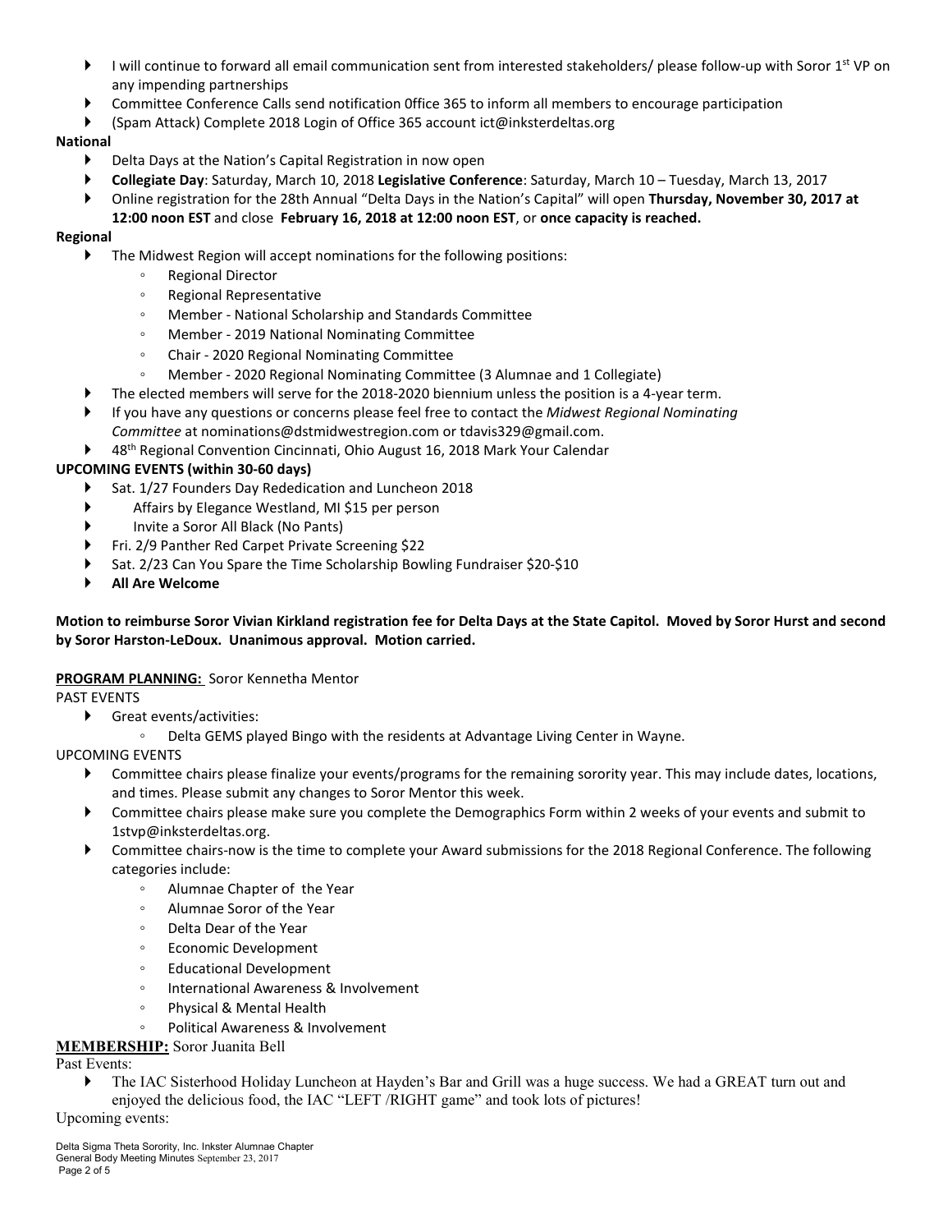- I will continue to forward all email communication sent from interested stakeholders/ please follow-up with Soror 1st VP on any impending partnerships
- Committee Conference Calls send notification 0ffice 365 to inform all members to encourage participation
- (Spam Attack) Complete 2018 Login of Office 365 account ict@inksterdeltas.org

**National**

- Delta Days at the Nation's Capital Registration in now open
- **Collegiate Day**: Saturday, March 10, 2018 **Legislative Conference**: Saturday, March 10 – Tuesday, March 13, 2017
- Online registration for the 28th Annual "Delta Days in the Nation's Capital" will open **Thursday, November 30, 2017 at 12:00 noon EST** and close **February 16, 2018 at 12:00 noon EST**, or **once capacity is reached.**

**Regional**

- The Midwest Region will accept nominations for the following positions:
  - Regional Director
  - Regional Representative
  - Member - National Scholarship and Standards Committee
  - Member - 2019 National Nominating Committee
  - Chair - 2020 Regional Nominating Committee
  - Member - 2020 Regional Nominating Committee (3 Alumnae and 1 Collegiate)
- The elected members will serve for the 2018-2020 biennium unless the position is a 4-year term.
- If you have any questions or concerns please feel free to contact the *Midwest Regional Nominating Committee* at nominations@dstmidwestregion.com or tdavis329@gmail.com.
- 48th Regional Convention Cincinnati, Ohio August 16, 2018 Mark Your Calendar

**UPCOMING EVENTS (within 30-60 days)**

- Sat. 1/27 Founders Day Rededication and Luncheon 2018
- Affairs by Elegance Westland, MI $15 per person
- Invite a Soror All Black (No Pants)
- Fri. 2/9 Panther Red Carpet Private Screening $22
- Sat. 2/23 Can You Spare the Time Scholarship Bowling Fundraiser $20-$10
- **All Are Welcome**

**Motion to reimburse Soror Vivian Kirkland registration fee for Delta Days at the State Capitol. Moved by Soror Hurst and second by Soror Harston-LeDoux. Unanimous approval. Motion carried.**

**PROGRAM PLANNING:** Soror Kennetha Mentor

PAST EVENTS

- Great events/activities:
  - Delta GEMS played Bingo with the residents at Advantage Living Center in Wayne.

UPCOMING EVENTS

- Committee chairs please finalize your events/programs for the remaining sorority year. This may include dates, locations, and times. Please submit any changes to Soror Mentor this week.
- Committee chairs please make sure you complete the Demographics Form within 2 weeks of your events and submit to 1stvp@inksterdeltas.org.
- Committee chairs-now is the time to complete your Award submissions for the 2018 Regional Conference. The following categories include:
  - Alumnae Chapter of the Year
  - Alumnae Soror of the Year
  - Delta Dear of the Year
  - Economic Development
  - Educational Development
  - International Awareness & Involvement
  - Physical & Mental Health
  - Political Awareness & Involvement

**MEMBERSHIP:** Soror Juanita Bell

Past Events:

- The IAC Sisterhood Holiday Luncheon at Hayden's Bar and Grill was a huge success. We had a GREAT turn out and enjoyed the delicious food, the IAC "LEFT /RIGHT game" and took lots of pictures!

Upcoming events: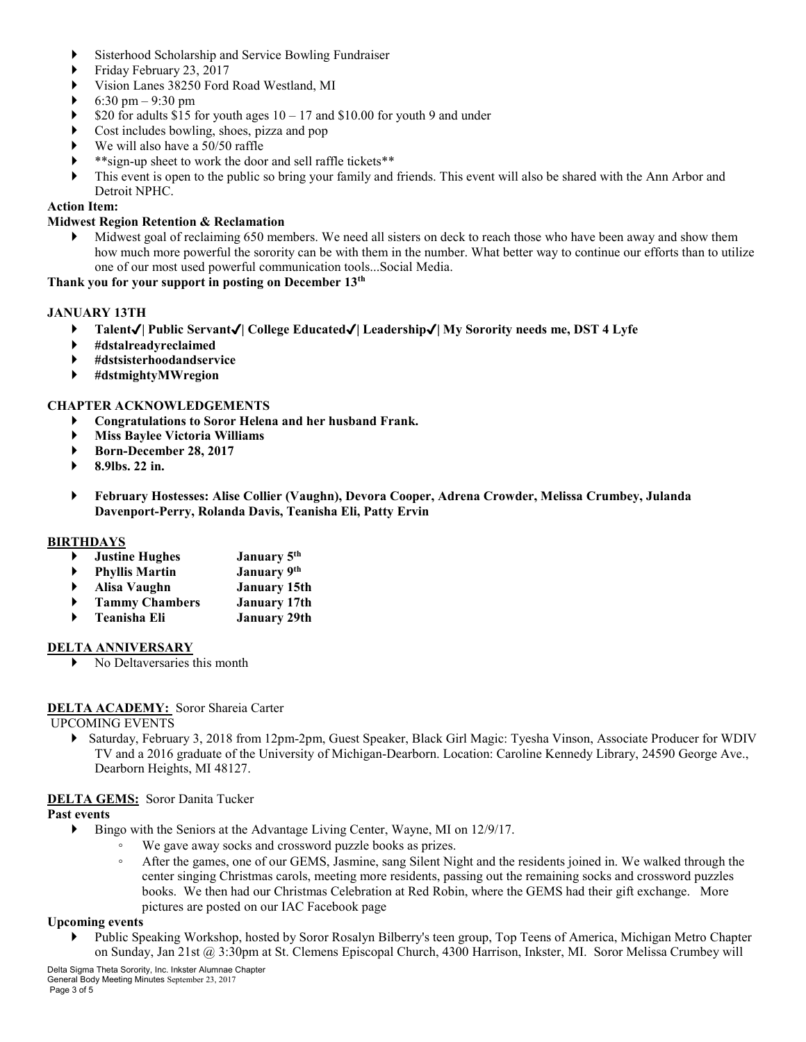- Sisterhood Scholarship and Service Bowling Fundraiser
- Friday February 23, 2017
- Vision Lanes 38250 Ford Road Westland, MI
- 6:30 pm – 9:30 pm
- $20 for adults $15 for youth ages 10 – 17 and $10.00 for youth 9 and under
- Cost includes bowling, shoes, pizza and pop
- We will also have a 50/50 raffle
- **sign-up sheet to work the door and sell raffle tickets**
- This event is open to the public so bring your family and friends. This event will also be shared with the Ann Arbor and Detroit NPHC.

**Action Item:**

**Midwest Region Retention & Reclamation**

- Midwest goal of reclaiming 650 members. We need all sisters on deck to reach those who have been away and show them how much more powerful the sorority can be with them in the number. What better way to continue our efforts than to utilize one of our most used powerful communication tools...Social Media.

**Thank you for your support in posting on December 13th**

**JANUARY 13TH**

- **Talent✓| Public Servant✓| College Educated✓| Leadership✓| My Sorority needs me, DST 4 Lyfe**
- **#dstalreadyreclaimed**
- **#dstsisterhoodandservice**
- **#dstmightyMWregion**

**CHAPTER ACKNOWLEDGEMENTS**

- **Congratulations to Soror Helena and her husband Frank.**
- **Miss Baylee Victoria Williams**
- **Born-December 28, 2017**
- **8.9lbs. 22 in.**

- **February Hostesses: Alise Collier (Vaughn), Devora Cooper, Adrena Crowder, Melissa Crumbey, Julanda Davenport-Perry, Rolanda Davis, Teanisha Eli, Patty Ervin**

**BIRTHDAYS**

- **Justine Hughes** **January 5th**
- **Phyllis Martin** **January 9th**
- **Alisa Vaughn** **January 15th**
- **Tammy Chambers** **January 17th**
- **Teanisha Eli** **January 29th**

**DELTA ANNIVERSARY**

- No Deltaversaries this month

**DELTA ACADEMY:** Soror Shareia Carter

UPCOMING EVENTS

- Saturday, February 3, 2018 from 12pm-2pm, Guest Speaker, Black Girl Magic: Tyesha Vinson, Associate Producer for WDIV TV and a 2016 graduate of the University of Michigan-Dearborn. Location: Caroline Kennedy Library, 24590 George Ave., Dearborn Heights, MI 48127.

**DELTA GEMS:** Soror Danita Tucker

**Past events**

- Bingo with the Seniors at the Advantage Living Center, Wayne, MI on 12/9/17.
  - We gave away socks and crossword puzzle books as prizes.
  - After the games, one of our GEMS, Jasmine, sang Silent Night and the residents joined in. We walked through the center singing Christmas carols, meeting more residents, passing out the remaining socks and crossword puzzles books. We then had our Christmas Celebration at Red Robin, where the GEMS had their gift exchange. More pictures are posted on our IAC Facebook page

**Upcoming events**

- Public Speaking Workshop, hosted by Soror Rosalyn Bilberry's teen group, Top Teens of America, Michigan Metro Chapter on Sunday, Jan 21st @ 3:30pm at St. Clemens Episcopal Church, 4300 Harrison, Inkster, MI. Soror Melissa Crumbey will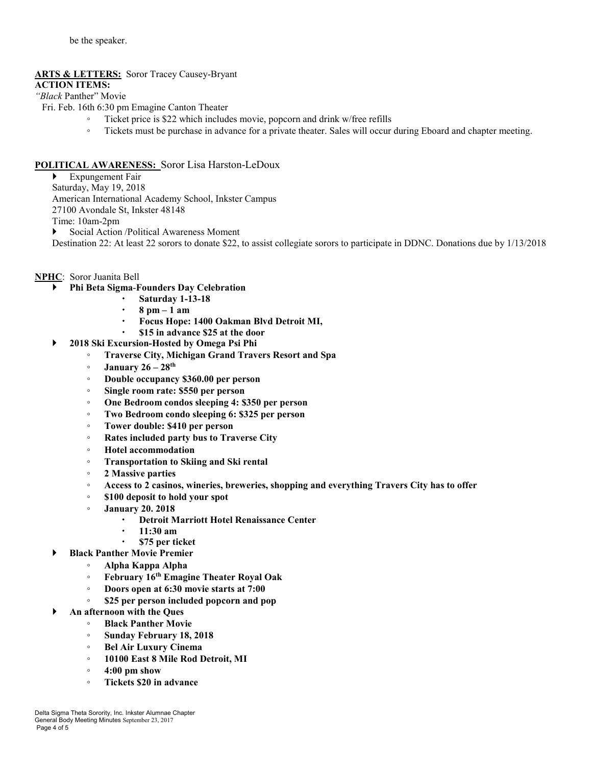be the speaker.

**ARTS & LETTERS:** Soror Tracey Causey-Bryant

**ACTION ITEMS:**

*"Black* Panther" Movie

Fri. Feb. 16th 6:30 pm Emagine Canton Theater

- Ticket price is $22 which includes movie, popcorn and drink w/free refills
- Tickets must be purchase in advance for a private theater. Sales will occur during Eboard and chapter meeting.

**POLITICAL AWARENESS:** Soror Lisa Harston-LeDoux

- Expungement Fair

  Saturday, May 19, 2018

  American International Academy School, Inkster Campus

  27100 Avondale St, Inkster 48148

  Time: 10am-2pm

- Social Action /Political Awareness Moment

  Destination 22: At least 22 sorors to donate $22, to assist collegiate sorors to participate in DDNC. Donations due by 1/13/2018

**NPHC**: Soror Juanita Bell

- **Phi Beta Sigma-Founders Day Celebration**
  - **Saturday 1-13-18**
  - **8 pm – 1 am**
  - **Focus Hope: 1400 Oakman Blvd Detroit MI,**
  - **$15 in advance $25 at the door**
- **2018 Ski Excursion-Hosted by Omega Psi Phi**
  - **Traverse City, Michigan Grand Travers Resort and Spa**
  - **January 26 – 28th**
  - **Double occupancy $360.00 per person**
  - **Single room rate: $550 per person**
  - **One Bedroom condos sleeping 4: $350 per person**
  - **Two Bedroom condo sleeping 6: $325 per person**
  - **Tower double: $410 per person**
  - **Rates included party bus to Traverse City**
  - **Hotel accommodation**
  - **Transportation to Skiing and Ski rental**
  - **2 Massive parties**
  - **Access to 2 casinos, wineries, breweries, shopping and everything Travers City has to offer**
  - **$100 deposit to hold your spot**
  - **January 20. 2018**
    - **Detroit Marriott Hotel Renaissance Center**
    - **11:30 am**
    - **$75 per ticket**
- **Black Panther Movie Premier**
  - **Alpha Kappa Alpha**
  - **February 16th Emagine Theater Royal Oak**
  - **Doors open at 6:30 movie starts at 7:00**
  - **$25 per person included popcorn and pop**
- **An afternoon with the Ques**
  - **Black Panther Movie**
  - **Sunday February 18, 2018**
  - **Bel Air Luxury Cinema**
  - **10100 East 8 Mile Rod Detroit, MI**
  - **4:00 pm show**
  - **Tickets $20 in advance**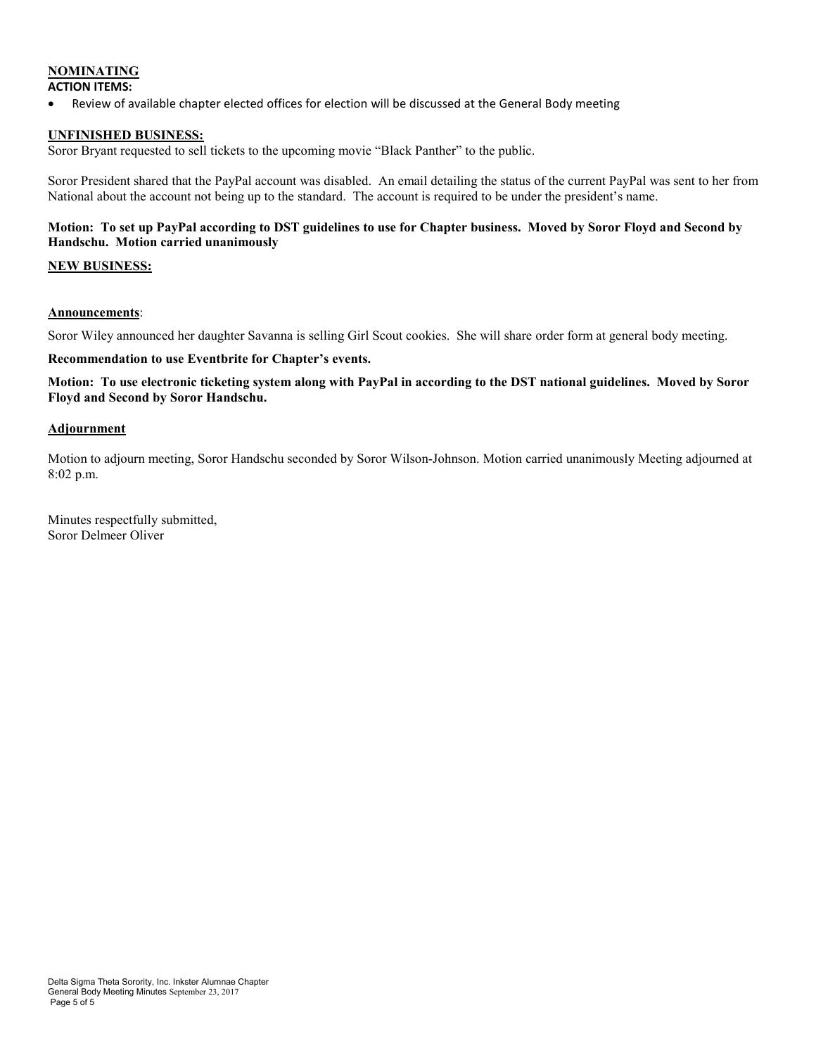## NOMINATING

**ACTION ITEMS:**

- Review of available chapter elected offices for election will be discussed at the General Body meeting

## UNFINISHED BUSINESS:

Soror Bryant requested to sell tickets to the upcoming movie "Black Panther" to the public.

Soror President shared that the PayPal account was disabled. An email detailing the status of the current PayPal was sent to her from National about the account not being up to the standard. The account is required to be under the president's name.

**Motion: To set up PayPal according to DST guidelines to use for Chapter business. Moved by Soror Floyd and Second by Handschu. Motion carried unanimously**

## NEW BUSINESS:

### Announcements:

Soror Wiley announced her daughter Savanna is selling Girl Scout cookies. She will share order form at general body meeting.

**Recommendation to use Eventbrite for Chapter's events.**

**Motion: To use electronic ticketing system along with PayPal in according to the DST national guidelines. Moved by Soror Floyd and Second by Soror Handschu.**

### Adjournment

Motion to adjourn meeting, Soror Handschu seconded by Soror Wilson-Johnson. Motion carried unanimously Meeting adjourned at 8:02 p.m.

Minutes respectfully submitted,
Soror Delmeer Oliver